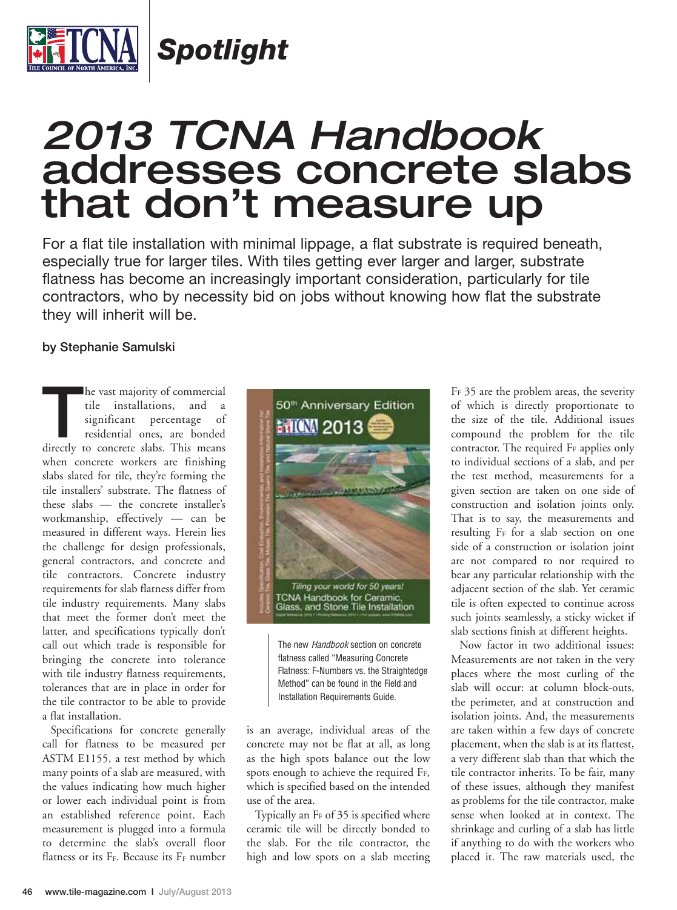# *2013 TCNA Handbook* addresses concrete slabs that don't measure up

For a flat tile installation with minimal lippage, a flat substrate is required beneath, especially true for larger tiles. With tiles getting ever larger and larger, substrate flatness has become an increasingly important consideration, particularly for tile contractors, who by necessity bid on jobs without knowing how flat the substrate they will inherit will be.

**by Stephanie Samulski**

The vast majority of commercial tile installations, and a significant percentage of residential ones, are bonded directly to concrete slabs. This means when concrete workers are finishing slabs slated for tile, they're forming the tile installers' substrate. The flatness of these slabs — the concrete installer's workmanship, effectively — can be measured in different ways. Herein lies the challenge for design professionals, general contractors, and concrete and tile contractors. Concrete industry requirements for slab flatness differ from tile industry requirements. Many slabs that meet the former don't meet the latter, and specifications typically don't call out which trade is responsible for bringing the concrete into tolerance with tile industry flatness requirements, tolerances that are in place in order for the tile contractor to be able to provide a flat installation.

Specifications for concrete generally call for flatness to be measured per ASTM E1155, a test method by which many points of a slab are measured, with the values indicating how much higher or lower each individual point is from an established reference point. Each measurement is plugged into a formula to determine the slab's overall floor flatness or its $F_F$. Because its $F_F$ number is an average, individual areas of the concrete may not be flat at all, as long as the high spots balance out the low spots enough to achieve the required $F_F$, which is specified based on the intended use of the area.

The new *Handbook* section on concrete flatness called "Measuring Concrete Flatness: F-Numbers vs. the Straightedge Method" can be found in the Field and Installation Requirements Guide.

Typically an $F_F$ of 35 is specified where ceramic tile will be directly bonded to the slab. For the tile contractor, the high and low spots on a slab meeting $F_F$ 35 are the problem areas, the severity of which is directly proportionate to the size of the tile. Additional issues compound the problem for the tile contractor. The required $F_F$ applies only to individual sections of a slab, and per the test method, measurements for a given section are taken on one side of construction and isolation joints only. That is to say, the measurements and resulting $F_F$ for a slab section on one side of a construction or isolation joint are not compared to nor required to bear any particular relationship with the adjacent section of the slab. Yet ceramic tile is often expected to continue across such joints seamlessly, a sticky wicket if slab sections finish at different heights.

Now factor in two additional issues: Measurements are not taken in the very places where the most curling of the slab will occur: at column block-outs, the perimeter, and at construction and isolation joints. And, the measurements are taken within a few days of concrete placement, when the slab is at its flattest, a very different slab than that which the tile contractor inherits. To be fair, many of these issues, although they manifest as problems for the tile contractor, make sense when looked at in context. The shrinkage and curling of a slab has little if anything to do with the workers who placed it. The raw materials used, the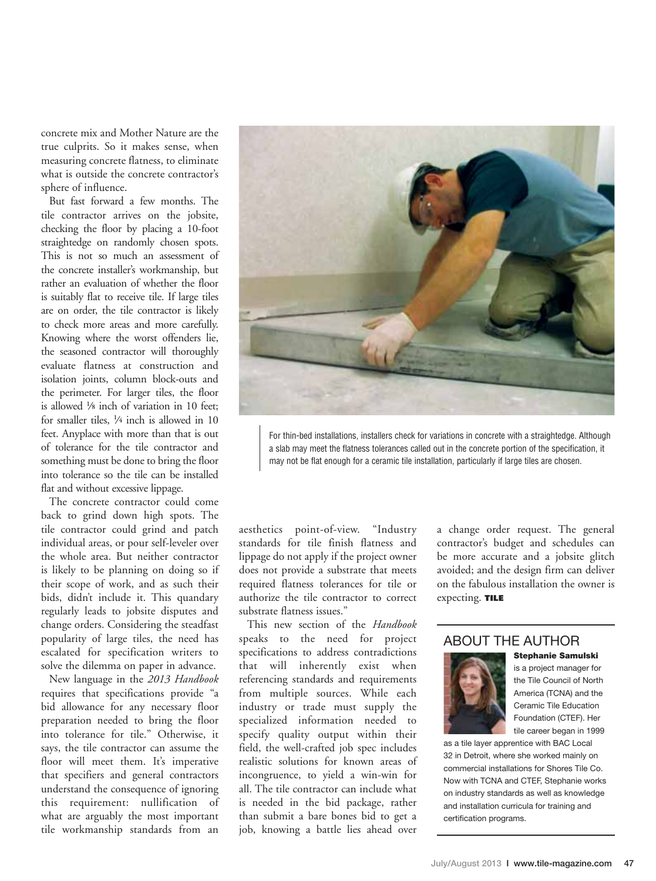concrete mix and Mother Nature are the true culprits. So it makes sense, when measuring concrete flatness, to eliminate what is outside the concrete contractor's sphere of influence.

But fast forward a few months. The tile contractor arrives on the jobsite, checking the floor by placing a 10-foot straightedge on randomly chosen spots. This is not so much an assessment of the concrete installer's workmanship, but rather an evaluation of whether the floor is suitably flat to receive tile. If large tiles are on order, the tile contractor is likely to check more areas and more carefully. Knowing where the worst offenders lie, the seasoned contractor will thoroughly evaluate flatness at construction and isolation joints, column block-outs and the perimeter. For larger tiles, the floor is allowed ⅛ inch of variation in 10 feet; for smaller tiles, ¼ inch is allowed in 10 feet. Anyplace with more than that is out of tolerance for the tile contractor and something must be done to bring the floor into tolerance so the tile can be installed flat and without excessive lippage.

The concrete contractor could come back to grind down high spots. The tile contractor could grind and patch individual areas, or pour self-leveler over the whole area. But neither contractor is likely to be planning on doing so if their scope of work, and as such their bids, didn't include it. This quandary regularly leads to jobsite disputes and change orders. Considering the steadfast popularity of large tiles, the need has escalated for specification writers to solve the dilemma on paper in advance.

New language in the *2013 Handbook* requires that specifications provide "a bid allowance for any necessary floor preparation needed to bring the floor into tolerance for tile." Otherwise, it says, the tile contractor can assume the floor will meet them. It's imperative that specifiers and general contractors understand the consequence of ignoring this requirement: nullification of what are arguably the most important tile workmanship standards from an aesthetics point-of-view. "Industry standards for tile finish flatness and lippage do not apply if the project owner does not provide a substrate that meets required flatness tolerances for tile or authorize the tile contractor to correct substrate flatness issues."

This new section of the *Handbook* speaks to the need for project specifications to address contradictions that will inherently exist when referencing standards and requirements from multiple sources. While each industry or trade must supply the specialized information needed to specify quality output within their field, the well-crafted job spec includes realistic solutions for known areas of incongruence, to yield a win-win for all. The tile contractor can include what is needed in the bid package, rather than submit a bare bones bid to get a job, knowing a battle lies ahead over a change order request. The general contractor's budget and schedules can be more accurate and a jobsite glitch avoided; and the design firm can deliver on the fabulous installation the owner is expecting. **TILE**

For thin-bed installations, installers check for variations in concrete with a straightedge. Although a slab may meet the flatness tolerances called out in the concrete portion of the specification, it may not be flat enough for a ceramic tile installation, particularly if large tiles are chosen.

## ABOUT THE AUTHOR

**Stephanie Samulski** is a project manager for the Tile Council of North America (TCNA) and the Ceramic Tile Education Foundation (CTEF). Her tile career began in 1999 as a tile layer apprentice with BAC Local 32 in Detroit, where she worked mainly on commercial installations for Shores Tile Co. Now with TCNA and CTEF, Stephanie works on industry standards as well as knowledge and installation curricula for training and certification programs.